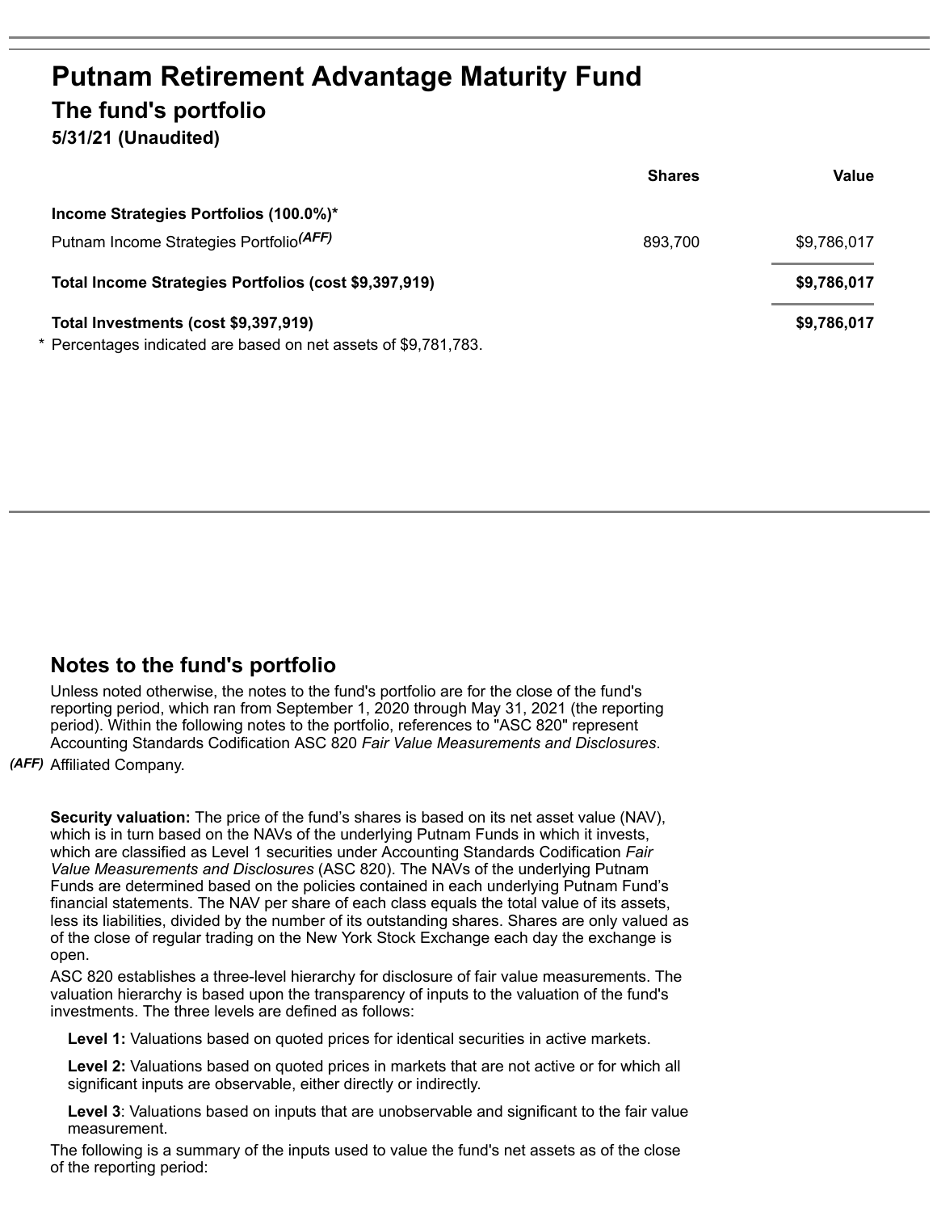# Putnam Retirement Advantage Maturity Fund

## The fund's portfolio

**5/31/21 (Unaudited)**

| | Shares | Value |
|---|---|---|
| **Income Strategies Portfolios (100.0%)*** | | |
| Putnam Income Strategies Portfolio(AFF) | 893,700 | $9,786,017 |
| **Total Income Strategies Portfolios (cost $9,397,919)** | | **$9,786,017** |
| **Total Investments (cost $9,397,919)** | | **$9,786,017** |

\* Percentages indicated are based on net assets of $9,781,783.

## Notes to the fund's portfolio

Unless noted otherwise, the notes to the fund's portfolio are for the close of the fund's reporting period, which ran from September 1, 2020 through May 31, 2021 (the reporting period). Within the following notes to the portfolio, references to "ASC 820" represent Accounting Standards Codification ASC 820 *Fair Value Measurements and Disclosures*.

*(AFF)* Affiliated Company.

**Security valuation:** The price of the fund's shares is based on its net asset value (NAV), which is in turn based on the NAVs of the underlying Putnam Funds in which it invests, which are classified as Level 1 securities under Accounting Standards Codification *Fair Value Measurements and Disclosures* (ASC 820). The NAVs of the underlying Putnam Funds are determined based on the policies contained in each underlying Putnam Fund's financial statements. The NAV per share of each class equals the total value of its assets, less its liabilities, divided by the number of its outstanding shares. Shares are only valued as of the close of regular trading on the New York Stock Exchange each day the exchange is open.

ASC 820 establishes a three-level hierarchy for disclosure of fair value measurements. The valuation hierarchy is based upon the transparency of inputs to the valuation of the fund's investments. The three levels are defined as follows:

**Level 1:** Valuations based on quoted prices for identical securities in active markets.

**Level 2:** Valuations based on quoted prices in markets that are not active or for which all significant inputs are observable, either directly or indirectly.

**Level 3**: Valuations based on inputs that are unobservable and significant to the fair value measurement.

The following is a summary of the inputs used to value the fund's net assets as of the close of the reporting period: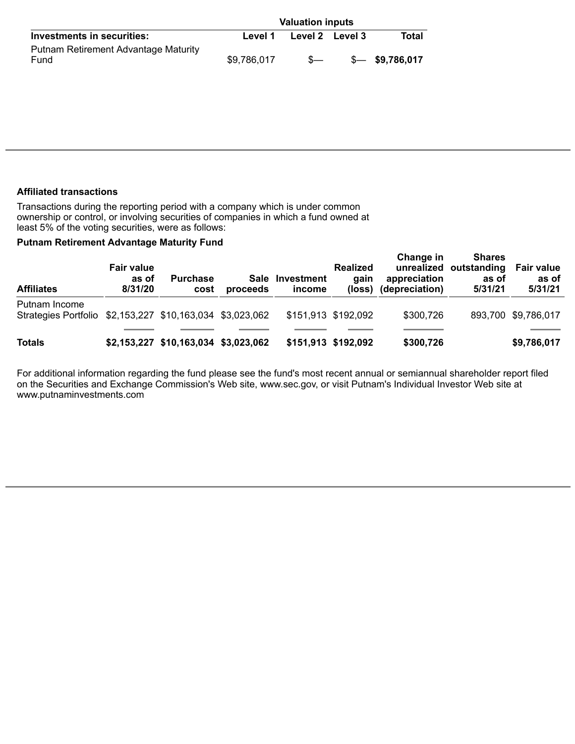| | Valuation inputs | | | |
|---|---|---|---|---|
| **Investments in securities:** | **Level 1** | **Level 2** | **Level 3** | **Total** |
| Putnam Retirement Advantage Maturity Fund | $9,786,017 | $— | $— | **$9,786,017** |

**Affiliated transactions**

Transactions during the reporting period with a company which is under common ownership or control, or involving securities of companies in which a fund owned at least 5% of the voting securities, were as follows:

**Putnam Retirement Advantage Maturity Fund**

| Affiliates | Fair value as of 8/31/20 | Purchase cost | Sale proceeds | Investment income | Realized gain (loss) | Change in unrealized appreciation (depreciation) | Shares outstanding as of 5/31/21 | Fair value as of 5/31/21 |
|---|---|---|---|---|---|---|---|---|
| Putnam Income Strategies Portfolio | $2,153,227 | $10,163,034 | $3,023,062 | $151,913 | $192,092 | $300,726 | 893,700 | $9,786,017 |
| **Totals** | **$2,153,227** | **$10,163,034** | **$3,023,062** | **$151,913** | **$192,092** | **$300,726** | | **$9,786,017** |

For additional information regarding the fund please see the fund's most recent annual or semiannual shareholder report filed on the Securities and Exchange Commission's Web site, www.sec.gov, or visit Putnam's Individual Investor Web site at www.putnaminvestments.com